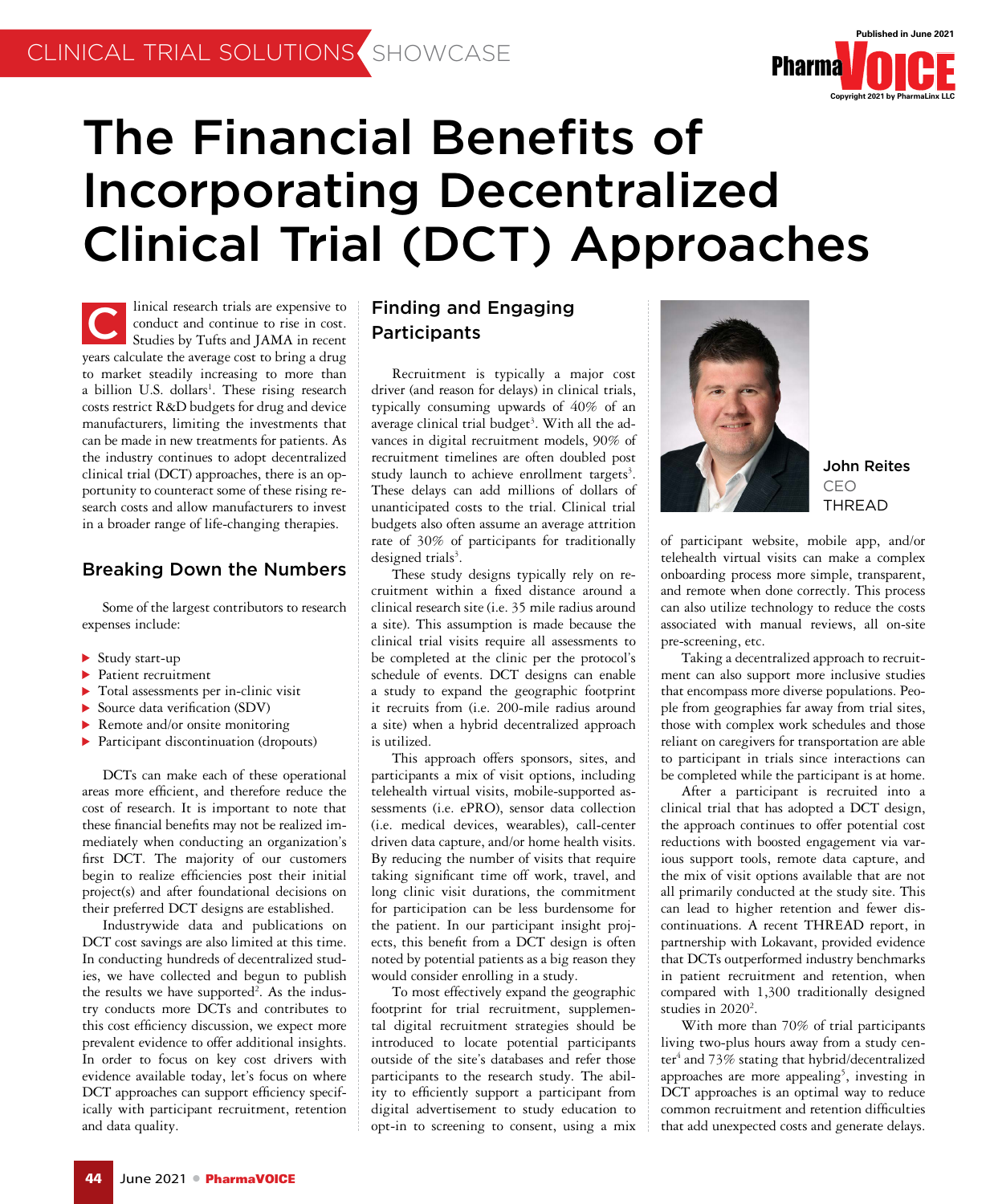# The Financial Benefits of Incorporating Decentralized Clinical Trial (DCT) Approaches

Clinical research trials are expensive to conduct and continue to rise in cost. Studies by Tufts and JAMA in recent years calculate the average cost to bring a drug to market steadily increasing to more than a billion U.S. dollars[1]. These rising research costs restrict R&D budgets for drug and device manufacturers, limiting the investments that can be made in new treatments for patients. As the industry continues to adopt decentralized clinical trial (DCT) approaches, there is an opportunity to counteract some of these rising research costs and allow manufacturers to invest in a broader range of life-changing therapies.

## Breaking Down the Numbers

Some of the largest contributors to research expenses include:

- Study start-up
- Patient recruitment
- Total assessments per in-clinic visit
- Source data verification (SDV)
- Remote and/or onsite monitoring
- Participant discontinuation (dropouts)

DCTs can make each of these operational areas more efficient, and therefore reduce the cost of research. It is important to note that these financial benefits may not be realized immediately when conducting an organization's first DCT. The majority of our customers begin to realize efficiencies post their initial project(s) and after foundational decisions on their preferred DCT designs are established.

Industrywide data and publications on DCT cost savings are also limited at this time. In conducting hundreds of decentralized studies, we have collected and begun to publish the results we have supported[2]. As the industry conducts more DCTs and contributes to this cost efficiency discussion, we expect more prevalent evidence to offer additional insights. In order to focus on key cost drivers with evidence available today, let's focus on where DCT approaches can support efficiency specifically with participant recruitment, retention and data quality.

## Finding and Engaging Participants

Recruitment is typically a major cost driver (and reason for delays) in clinical trials, typically consuming upwards of 40% of an average clinical trial budget[3]. With all the advances in digital recruitment models, 90% of recruitment timelines are often doubled post study launch to achieve enrollment targets[3]. These delays can add millions of dollars of unanticipated costs to the trial. Clinical trial budgets also often assume an average attrition rate of 30% of participants for traditionally designed trials[3].

These study designs typically rely on recruitment within a fixed distance around a clinical research site (i.e. 35 mile radius around a site). This assumption is made because the clinical trial visits require all assessments to be completed at the clinic per the protocol's schedule of events. DCT designs can enable a study to expand the geographic footprint it recruits from (i.e. 200-mile radius around a site) when a hybrid decentralized approach is utilized.

This approach offers sponsors, sites, and participants a mix of visit options, including telehealth virtual visits, mobile-supported assessments (i.e. ePRO), sensor data collection (i.e. medical devices, wearables), call-center driven data capture, and/or home health visits. By reducing the number of visits that require taking significant time off work, travel, and long clinic visit durations, the commitment for participation can be less burdensome for the patient. In our participant insight projects, this benefit from a DCT design is often noted by potential patients as a big reason they would consider enrolling in a study.

To most effectively expand the geographic footprint for trial recruitment, supplemental digital recruitment strategies should be introduced to locate potential participants outside of the site's databases and refer those participants to the research study. The ability to efficiently support a participant from digital advertisement to study education to opt-in to screening to consent, using a mix of participant website, mobile app, and/or telehealth virtual visits can make a complex onboarding process more simple, transparent, and remote when done correctly. This process can also utilize technology to reduce the costs associated with manual reviews, all on-site pre-screening, etc.

**John Reites**
CEO
THREAD

Taking a decentralized approach to recruitment can also support more inclusive studies that encompass more diverse populations. People from geographies far away from trial sites, those with complex work schedules and those reliant on caregivers for transportation are able to participant in trials since interactions can be completed while the participant is at home.

After a participant is recruited into a clinical trial that has adopted a DCT design, the approach continues to offer potential cost reductions with boosted engagement via various support tools, remote data capture, and the mix of visit options available that are not all primarily conducted at the study site. This can lead to higher retention and fewer discontinuations. A recent THREAD report, in partnership with Lokavant, provided evidence that DCTs outperformed industry benchmarks in patient recruitment and retention, when compared with 1,300 traditionally designed studies in 2020[2].

With more than 70% of trial participants living two-plus hours away from a study center[4] and 73% stating that hybrid/decentralized approaches are more appealing[5], investing in DCT approaches is an optimal way to reduce common recruitment and retention difficulties that add unexpected costs and generate delays.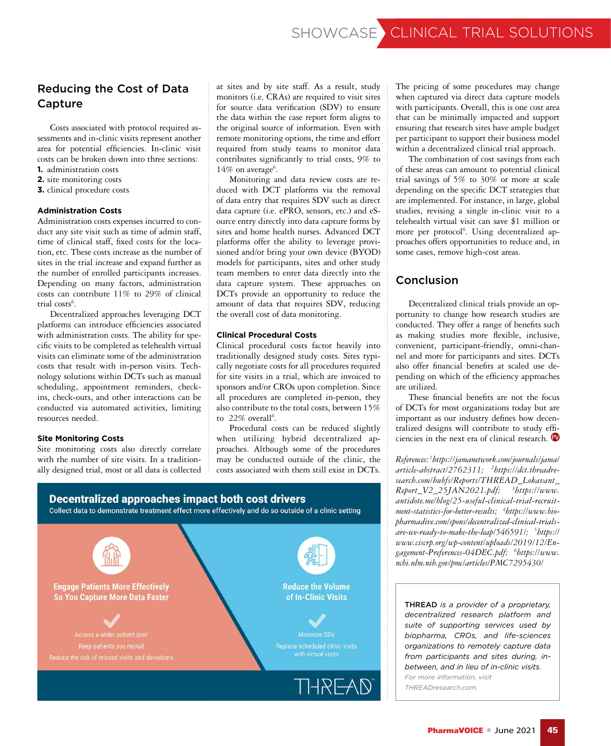## Reducing the Cost of Data Capture

Costs associated with protocol required assessments and in-clinic visits represent another area for potential efficiencies. In-clinic visit costs can be broken down into three sections:

1. administration costs
2. site monitoring costs
3. clinical procedure costs

### Administration Costs

Administration costs expenses incurred to conduct any site visit such as time of admin staff, time of clinical staff, fixed costs for the location, etc. These costs increase as the number of sites in the trial increase and expand further as the number of enrolled participants increases. Depending on many factors, administration costs can contribute 11% to 29% of clinical trial costs[6].

Decentralized approaches leveraging DCT platforms can introduce efficiencies associated with administration costs. The ability for specific visits to be completed as telehealth virtual visits can eliminate some of the administration costs that result with in-person visits. Technology solutions within DCTs such as manual scheduling, appointment reminders, check-ins, check-outs, and other interactions can be conducted via automated activities, limiting resources needed.

### Site Monitoring Costs

Site monitoring costs also directly correlate with the number of site visits. In a traditionally designed trial, most or all data is collected at sites and by site staff. As a result, study monitors (i.e. CRAs) are required to visit sites for source data verification (SDV) to ensure the data within the case report form aligns to the original source of information. Even with remote monitoring options, the time and effort required from study teams to monitor data contributes significantly to trial costs, 9% to 14% on average[6].

Monitoring and data review costs are reduced with DCT platforms via the removal of data entry that requires SDV such as direct data capture (i.e. ePRO, sensors, etc.) and eSource entry directly into data capture forms by sites and home health nurses. Advanced DCT platforms offer the ability to leverage provisioned and/or bring your own device (BYOD) models for participants, sites and other study team members to enter data directly into the data capture system. These approaches on DCTs provide an opportunity to reduce the amount of data that requires SDV, reducing the overall cost of data monitoring.

### Clinical Procedural Costs

Clinical procedural costs factor heavily into traditionally designed study costs. Sites typically negotiate costs for all procedures required for site visits in a trial, which are invoiced to sponsors and/or CROs upon completion. Since all procedures are completed in-person, they also contribute to the total costs, between 15% to 22% overall[6].

Procedural costs can be reduced slightly when utilizing hybrid decentralized approaches. Although some of the procedures may be conducted outside of the clinic, the costs associated with them still exist in DCTs. The pricing of some procedures may change when captured via direct data capture models with participants. Overall, this is one cost area that can be minimally impacted and support ensuring that research sites have ample budget per participant to support their business model within a decentralized clinical trial approach.

The combination of cost savings from each of these areas can amount to potential clinical trial savings of 5% to 30% or more at scale depending on the specific DCT strategies that are implemented. For instance, in large, global studies, revising a single in-clinic visit to a telehealth virtual visit can save $1 million or more per protocol[6]. Using decentralized approaches offers opportunities to reduce and, in some cases, remove high-cost areas.

**Decentralized approaches impact both cost drivers**

Collect data to demonstrate treatment effect more effectively and do so outside of a clinic setting

**Engage Patients More Effectively So You Capture More Data Faster**

- Access a wider patient pool
- Keep patients you recruit
- Reduce the risk of missed visits and deviations

**Reduce the Volume of In-Clinic Visits**

- Minimize SDV
- Replace scheduled clinic visits with virtual visits

THREAD™

## Conclusion

Decentralized clinical trials provide an opportunity to change how research studies are conducted. They offer a range of benefits such as making studies more flexible, inclusive, convenient, participant-friendly, omni-channel and more for participants and sites. DCTs also offer financial benefits at scaled use depending on which of the efficiency approaches are utilized.

These financial benefits are not the focus of DCTs for most organizations today but are important as our industry defines how decentralized designs will contribute to study efficiencies in the next era of clinical research.

*References:* [1]*https://jamanetwork.com/journals/jama/article-abstract/2762311;* [2]*https://dct.threadresearch.com/hubfs/Reports/THREAD_Lokavant_Report_V2_25JAN2021.pdf;* [3]*https://www.antidote.me/blog/25-useful-clinical-trial-recruitment-statistics-for-better-results;* [4]*https://www.biopharmadive.com/spons/decentralized-clinical-trials-are-we-ready-to-make-the-leap/546591/;* [5]*https://www.ciscrp.org/wp-content/uploads/2019/12/Engagement-Preferences-04DEC.pdf;* [6]*https://www.ncbi.nlm.nih.gov/pmc/articles/PMC7295430/*

THREAD *is a provider of a proprietary, decentralized research platform and suite of supporting services used by biopharma, CROs, and life-sciences organizations to remotely capture data from participants and sites during, in-between, and in lieu of in-clinic visits.*

*For more information, visit THREADresearch.com.*